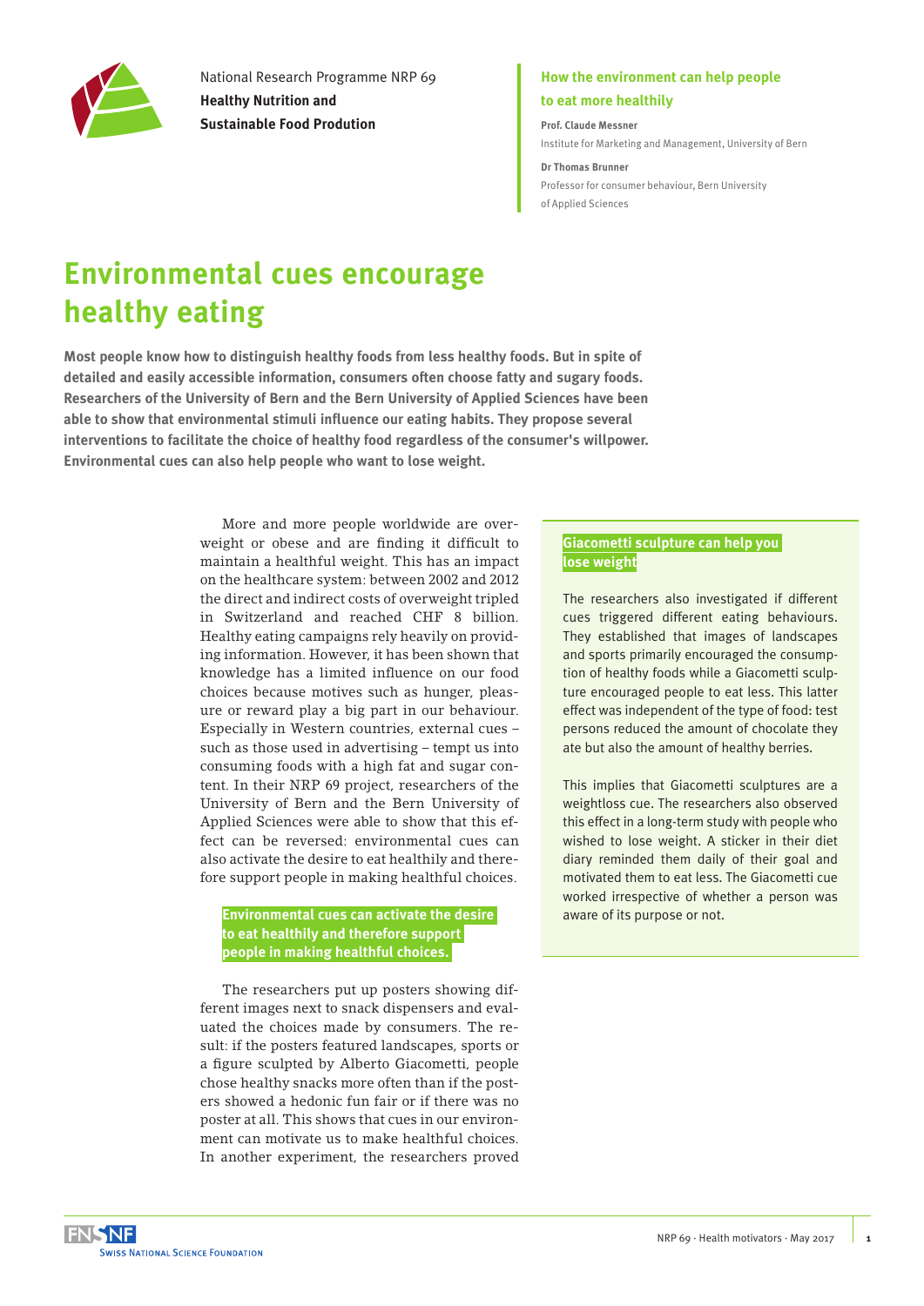National Research Programme NRP 69
**Healthy Nutrition and Sustainable Food Prodution**

**How the environment can help people to eat more healthily**

**Prof. Claude Messner**
Institute for Marketing and Management, University of Bern

**Dr Thomas Brunner**
Professor for consumer behaviour, Bern University of Applied Sciences

# Environmental cues encourage healthy eating

**Most people know how to distinguish healthy foods from less healthy foods. But in spite of detailed and easily accessible information, consumers often choose fatty and sugary foods. Researchers of the University of Bern and the Bern University of Applied Sciences have been able to show that environmental stimuli influence our eating habits. They propose several interventions to facilitate the choice of healthy food regardless of the consumer's willpower. Environmental cues can also help people who want to lose weight.**

More and more people worldwide are overweight or obese and are finding it difficult to maintain a healthful weight. This has an impact on the healthcare system: between 2002 and 2012 the direct and indirect costs of overweight tripled in Switzerland and reached CHF 8 billion. Healthy eating campaigns rely heavily on providing information. However, it has been shown that knowledge has a limited influence on our food choices because motives such as hunger, pleasure or reward play a big part in our behaviour. Especially in Western countries, external cues – such as those used in advertising – tempt us into consuming foods with a high fat and sugar content. In their NRP 69 project, researchers of the University of Bern and the Bern University of Applied Sciences were able to show that this effect can be reversed: environmental cues can also activate the desire to eat healthily and therefore support people in making healthful choices.

**Environmental cues can activate the desire to eat healthily and therefore support people in making healthful choices.**

The researchers put up posters showing different images next to snack dispensers and evaluated the choices made by consumers. The result: if the posters featured landscapes, sports or a figure sculpted by Alberto Giacometti, people chose healthy snacks more often than if the posters showed a hedonic fun fair or if there was no poster at all. This shows that cues in our environment can motivate us to make healthful choices. In another experiment, the researchers proved

**Giacometti sculpture can help you lose weight**

The researchers also investigated if different cues triggered different eating behaviours. They established that images of landscapes and sports primarily encouraged the consumption of healthy foods while a Giacometti sculpture encouraged people to eat less. This latter effect was independent of the type of food: test persons reduced the amount of chocolate they ate but also the amount of healthy berries.

This implies that Giacometti sculptures are a weightloss cue. The researchers also observed this effect in a long-term study with people who wished to lose weight. A sticker in their diet diary reminded them daily of their goal and motivated them to eat less. The Giacometti cue worked irrespective of whether a person was aware of its purpose or not.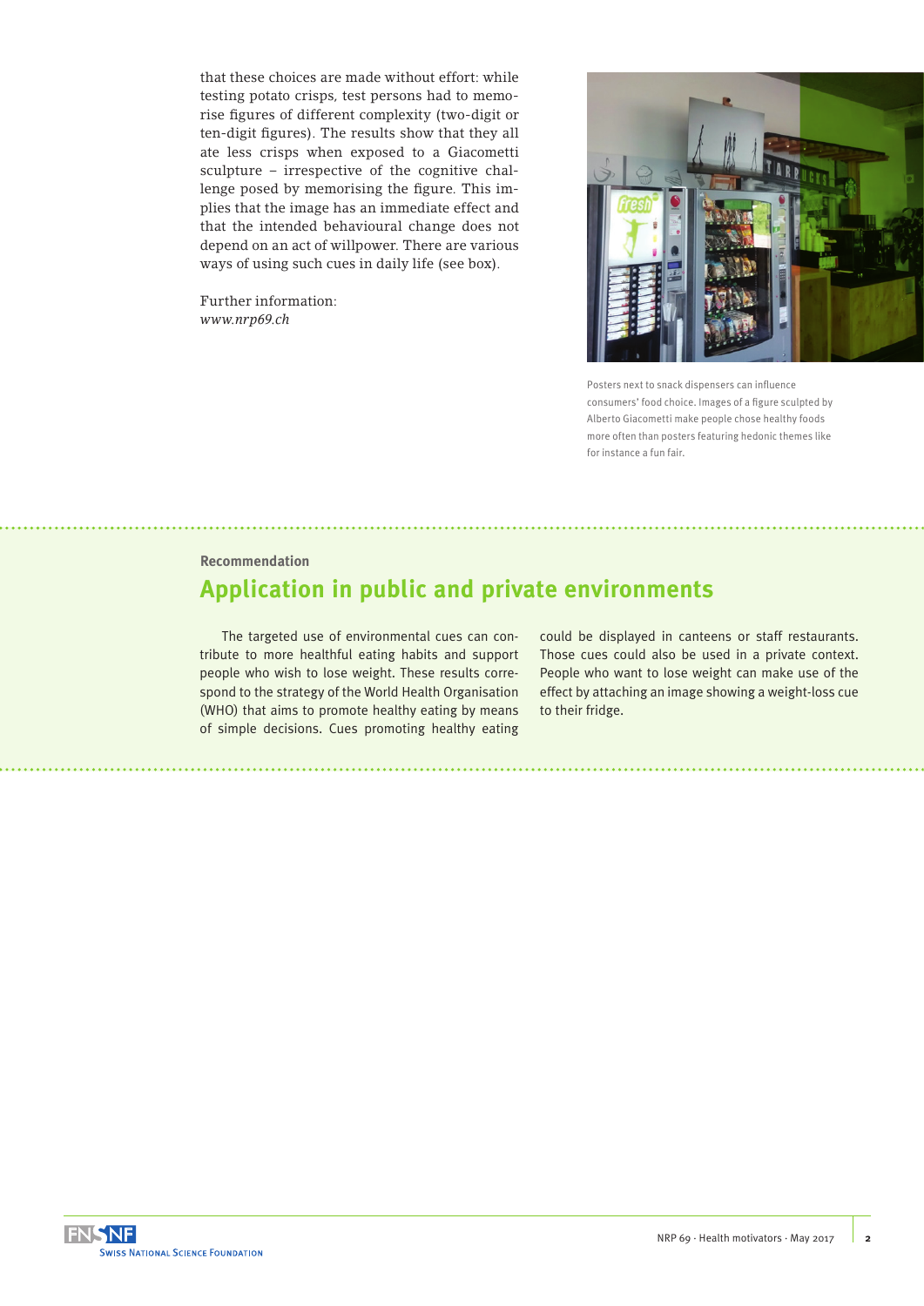that these choices are made without effort: while testing potato crisps, test persons had to memorise figures of different complexity (two-digit or ten-digit figures). The results show that they all ate less crisps when exposed to a Giacometti sculpture – irrespective of the cognitive challenge posed by memorising the figure. This implies that the image has an immediate effect and that the intended behavioural change does not depend on an act of willpower. There are various ways of using such cues in daily life (see box).

Further information:
*www.nrp69.ch*

Posters next to snack dispensers can influence consumers' food choice. Images of a figure sculpted by Alberto Giacometti make people chose healthy foods more often than posters featuring hedonic themes like for instance a fun fair.

**Recommendation**

## Application in public and private environments

The targeted use of environmental cues can contribute to more healthful eating habits and support people who wish to lose weight. These results correspond to the strategy of the World Health Organisation (WHO) that aims to promote healthy eating by means of simple decisions. Cues promoting healthy eating could be displayed in canteens or staff restaurants. Those cues could also be used in a private context. People who want to lose weight can make use of the effect by attaching an image showing a weight-loss cue to their fridge.